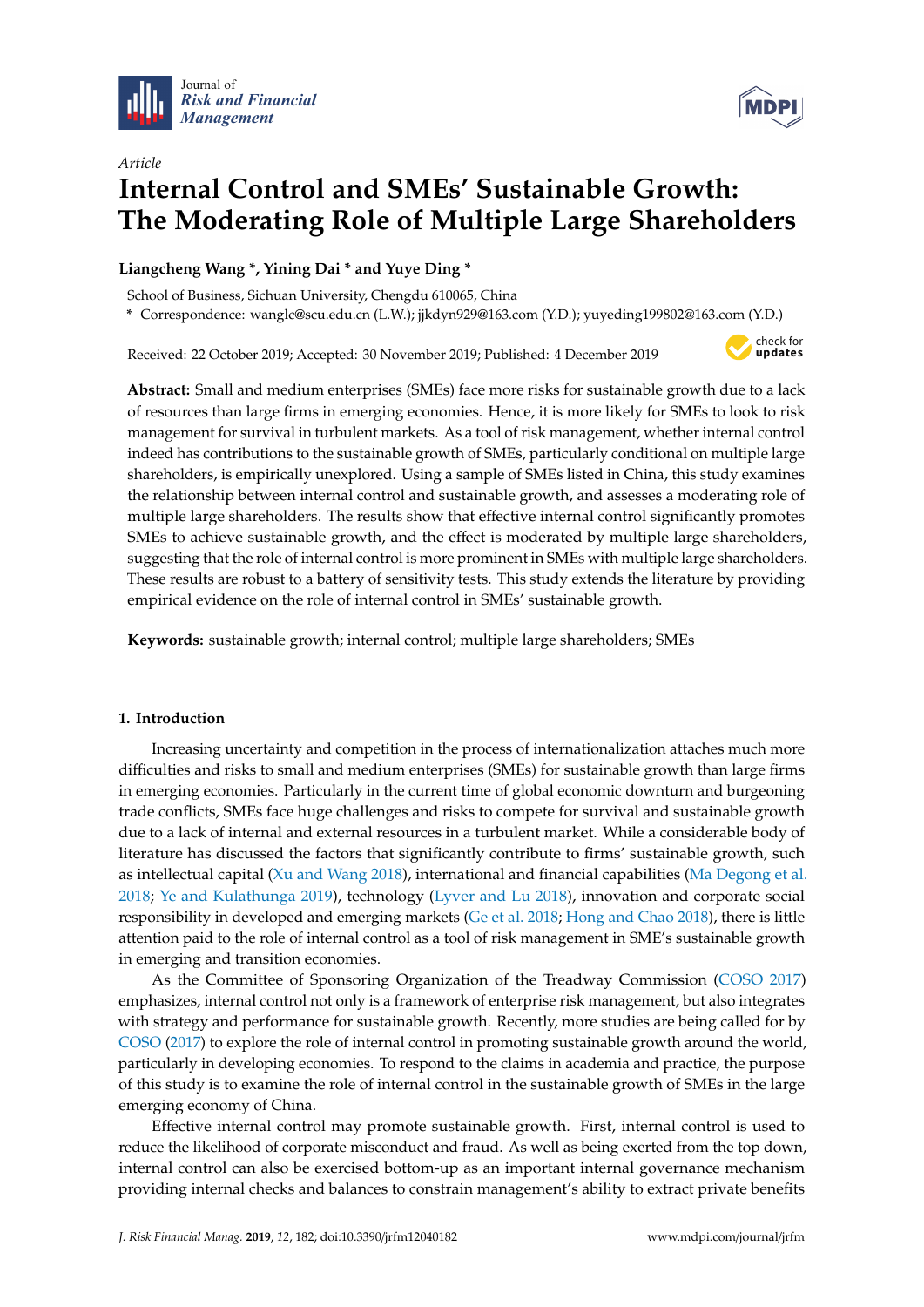*Article*

# Internal Control and SMEs' Sustainable Growth: The Moderating Role of Multiple Large Shareholders

**Liangcheng Wang *, Yining Dai * and Yuye Ding ***

School of Business, Sichuan University, Chengdu 610065, China

* Correspondence: wanglc@scu.edu.cn (L.W.); jjkdyn929@163.com (Y.D.); yuyeding199802@163.com (Y.D.)

Received: 22 October 2019; Accepted: 30 November 2019; Published: 4 December 2019

**Abstract:** Small and medium enterprises (SMEs) face more risks for sustainable growth due to a lack of resources than large firms in emerging economies. Hence, it is more likely for SMEs to look to risk management for survival in turbulent markets. As a tool of risk management, whether internal control indeed has contributions to the sustainable growth of SMEs, particularly conditional on multiple large shareholders, is empirically unexplored. Using a sample of SMEs listed in China, this study examines the relationship between internal control and sustainable growth, and assesses a moderating role of multiple large shareholders. The results show that effective internal control significantly promotes SMEs to achieve sustainable growth, and the effect is moderated by multiple large shareholders, suggesting that the role of internal control is more prominent in SMEs with multiple large shareholders. These results are robust to a battery of sensitivity tests. This study extends the literature by providing empirical evidence on the role of internal control in SMEs' sustainable growth.

**Keywords:** sustainable growth; internal control; multiple large shareholders; SMEs

## 1. Introduction

Increasing uncertainty and competition in the process of internationalization attaches much more difficulties and risks to small and medium enterprises (SMEs) for sustainable growth than large firms in emerging economies. Particularly in the current time of global economic downturn and burgeoning trade conflicts, SMEs face huge challenges and risks to compete for survival and sustainable growth due to a lack of internal and external resources in a turbulent market. While a considerable body of literature has discussed the factors that significantly contribute to firms' sustainable growth, such as intellectual capital (Xu and Wang 2018), international and financial capabilities (Ma Degong et al. 2018; Ye and Kulathunga 2019), technology (Lyver and Lu 2018), innovation and corporate social responsibility in developed and emerging markets (Ge et al. 2018; Hong and Chao 2018), there is little attention paid to the role of internal control as a tool of risk management in SME's sustainable growth in emerging and transition economies.

As the Committee of Sponsoring Organization of the Treadway Commission (COSO 2017) emphasizes, internal control not only is a framework of enterprise risk management, but also integrates with strategy and performance for sustainable growth. Recently, more studies are being called for by COSO (2017) to explore the role of internal control in promoting sustainable growth around the world, particularly in developing economies. To respond to the claims in academia and practice, the purpose of this study is to examine the role of internal control in the sustainable growth of SMEs in the large emerging economy of China.

Effective internal control may promote sustainable growth. First, internal control is used to reduce the likelihood of corporate misconduct and fraud. As well as being exerted from the top down, internal control can also be exercised bottom-up as an important internal governance mechanism providing internal checks and balances to constrain management's ability to extract private benefits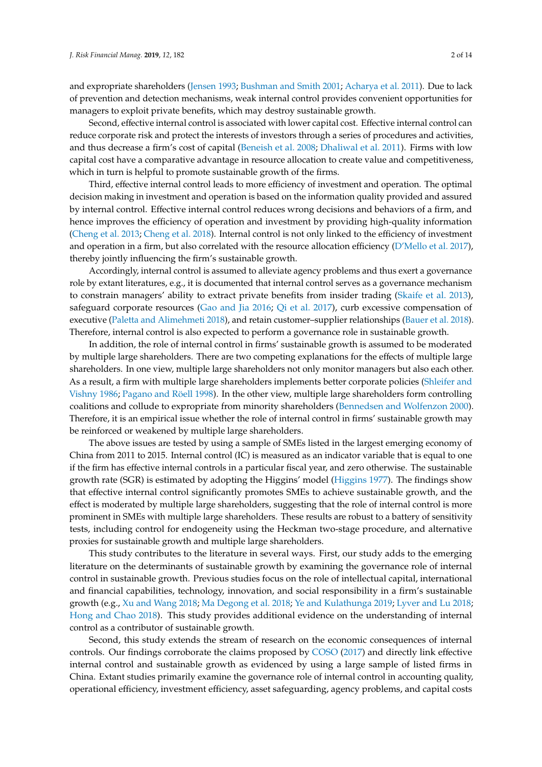and expropriate shareholders (Jensen 1993; Bushman and Smith 2001; Acharya et al. 2011). Due to lack of prevention and detection mechanisms, weak internal control provides convenient opportunities for managers to exploit private benefits, which may destroy sustainable growth.

Second, effective internal control is associated with lower capital cost. Effective internal control can reduce corporate risk and protect the interests of investors through a series of procedures and activities, and thus decrease a firm's cost of capital (Beneish et al. 2008; Dhaliwal et al. 2011). Firms with low capital cost have a comparative advantage in resource allocation to create value and competitiveness, which in turn is helpful to promote sustainable growth of the firms.

Third, effective internal control leads to more efficiency of investment and operation. The optimal decision making in investment and operation is based on the information quality provided and assured by internal control. Effective internal control reduces wrong decisions and behaviors of a firm, and hence improves the efficiency of operation and investment by providing high-quality information (Cheng et al. 2013; Cheng et al. 2018). Internal control is not only linked to the efficiency of investment and operation in a firm, but also correlated with the resource allocation efficiency (D'Mello et al. 2017), thereby jointly influencing the firm's sustainable growth.

Accordingly, internal control is assumed to alleviate agency problems and thus exert a governance role by extant literatures, e.g., it is documented that internal control serves as a governance mechanism to constrain managers' ability to extract private benefits from insider trading (Skaife et al. 2013), safeguard corporate resources (Gao and Jia 2016; Qi et al. 2017), curb excessive compensation of executive (Paletta and Alimehmeti 2018), and retain customer–supplier relationships (Bauer et al. 2018). Therefore, internal control is also expected to perform a governance role in sustainable growth.

In addition, the role of internal control in firms' sustainable growth is assumed to be moderated by multiple large shareholders. There are two competing explanations for the effects of multiple large shareholders. In one view, multiple large shareholders not only monitor managers but also each other. As a result, a firm with multiple large shareholders implements better corporate policies (Shleifer and Vishny 1986; Pagano and Röell 1998). In the other view, multiple large shareholders form controlling coalitions and collude to expropriate from minority shareholders (Bennedsen and Wolfenzon 2000). Therefore, it is an empirical issue whether the role of internal control in firms' sustainable growth may be reinforced or weakened by multiple large shareholders.

The above issues are tested by using a sample of SMEs listed in the largest emerging economy of China from 2011 to 2015. Internal control (IC) is measured as an indicator variable that is equal to one if the firm has effective internal controls in a particular fiscal year, and zero otherwise. The sustainable growth rate (SGR) is estimated by adopting the Higgins' model (Higgins 1977). The findings show that effective internal control significantly promotes SMEs to achieve sustainable growth, and the effect is moderated by multiple large shareholders, suggesting that the role of internal control is more prominent in SMEs with multiple large shareholders. These results are robust to a battery of sensitivity tests, including control for endogeneity using the Heckman two-stage procedure, and alternative proxies for sustainable growth and multiple large shareholders.

This study contributes to the literature in several ways. First, our study adds to the emerging literature on the determinants of sustainable growth by examining the governance role of internal control in sustainable growth. Previous studies focus on the role of intellectual capital, international and financial capabilities, technology, innovation, and social responsibility in a firm's sustainable growth (e.g., Xu and Wang 2018; Ma Degong et al. 2018; Ye and Kulathunga 2019; Lyver and Lu 2018; Hong and Chao 2018). This study provides additional evidence on the understanding of internal control as a contributor of sustainable growth.

Second, this study extends the stream of research on the economic consequences of internal controls. Our findings corroborate the claims proposed by COSO (2017) and directly link effective internal control and sustainable growth as evidenced by using a large sample of listed firms in China. Extant studies primarily examine the governance role of internal control in accounting quality, operational efficiency, investment efficiency, asset safeguarding, agency problems, and capital costs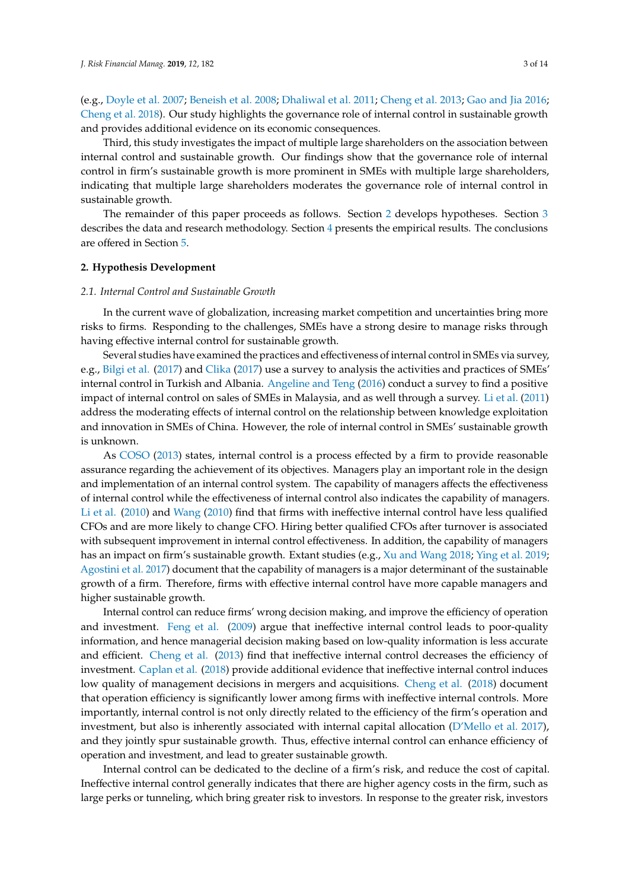(e.g., Doyle et al. 2007; Beneish et al. 2008; Dhaliwal et al. 2011; Cheng et al. 2013; Gao and Jia 2016; Cheng et al. 2018). Our study highlights the governance role of internal control in sustainable growth and provides additional evidence on its economic consequences.

Third, this study investigates the impact of multiple large shareholders on the association between internal control and sustainable growth. Our findings show that the governance role of internal control in firm's sustainable growth is more prominent in SMEs with multiple large shareholders, indicating that multiple large shareholders moderates the governance role of internal control in sustainable growth.

The remainder of this paper proceeds as follows. Section 2 develops hypotheses. Section 3 describes the data and research methodology. Section 4 presents the empirical results. The conclusions are offered in Section 5.

## 2. Hypothesis Development

### *2.1. Internal Control and Sustainable Growth*

In the current wave of globalization, increasing market competition and uncertainties bring more risks to firms. Responding to the challenges, SMEs have a strong desire to manage risks through having effective internal control for sustainable growth.

Several studies have examined the practices and effectiveness of internal control in SMEs via survey, e.g., Bilgi et al. (2017) and Clika (2017) use a survey to analysis the activities and practices of SMEs' internal control in Turkish and Albania. Angeline and Teng (2016) conduct a survey to find a positive impact of internal control on sales of SMEs in Malaysia, and as well through a survey. Li et al. (2011) address the moderating effects of internal control on the relationship between knowledge exploitation and innovation in SMEs of China. However, the role of internal control in SMEs' sustainable growth is unknown.

As COSO (2013) states, internal control is a process effected by a firm to provide reasonable assurance regarding the achievement of its objectives. Managers play an important role in the design and implementation of an internal control system. The capability of managers affects the effectiveness of internal control while the effectiveness of internal control also indicates the capability of managers. Li et al. (2010) and Wang (2010) find that firms with ineffective internal control have less qualified CFOs and are more likely to change CFO. Hiring better qualified CFOs after turnover is associated with subsequent improvement in internal control effectiveness. In addition, the capability of managers has an impact on firm's sustainable growth. Extant studies (e.g., Xu and Wang 2018; Ying et al. 2019; Agostini et al. 2017) document that the capability of managers is a major determinant of the sustainable growth of a firm. Therefore, firms with effective internal control have more capable managers and higher sustainable growth.

Internal control can reduce firms' wrong decision making, and improve the efficiency of operation and investment. Feng et al. (2009) argue that ineffective internal control leads to poor-quality information, and hence managerial decision making based on low-quality information is less accurate and efficient. Cheng et al. (2013) find that ineffective internal control decreases the efficiency of investment. Caplan et al. (2018) provide additional evidence that ineffective internal control induces low quality of management decisions in mergers and acquisitions. Cheng et al. (2018) document that operation efficiency is significantly lower among firms with ineffective internal controls. More importantly, internal control is not only directly related to the efficiency of the firm's operation and investment, but also is inherently associated with internal capital allocation (D'Mello et al. 2017), and they jointly spur sustainable growth. Thus, effective internal control can enhance efficiency of operation and investment, and lead to greater sustainable growth.

Internal control can be dedicated to the decline of a firm's risk, and reduce the cost of capital. Ineffective internal control generally indicates that there are higher agency costs in the firm, such as large perks or tunneling, which bring greater risk to investors. In response to the greater risk, investors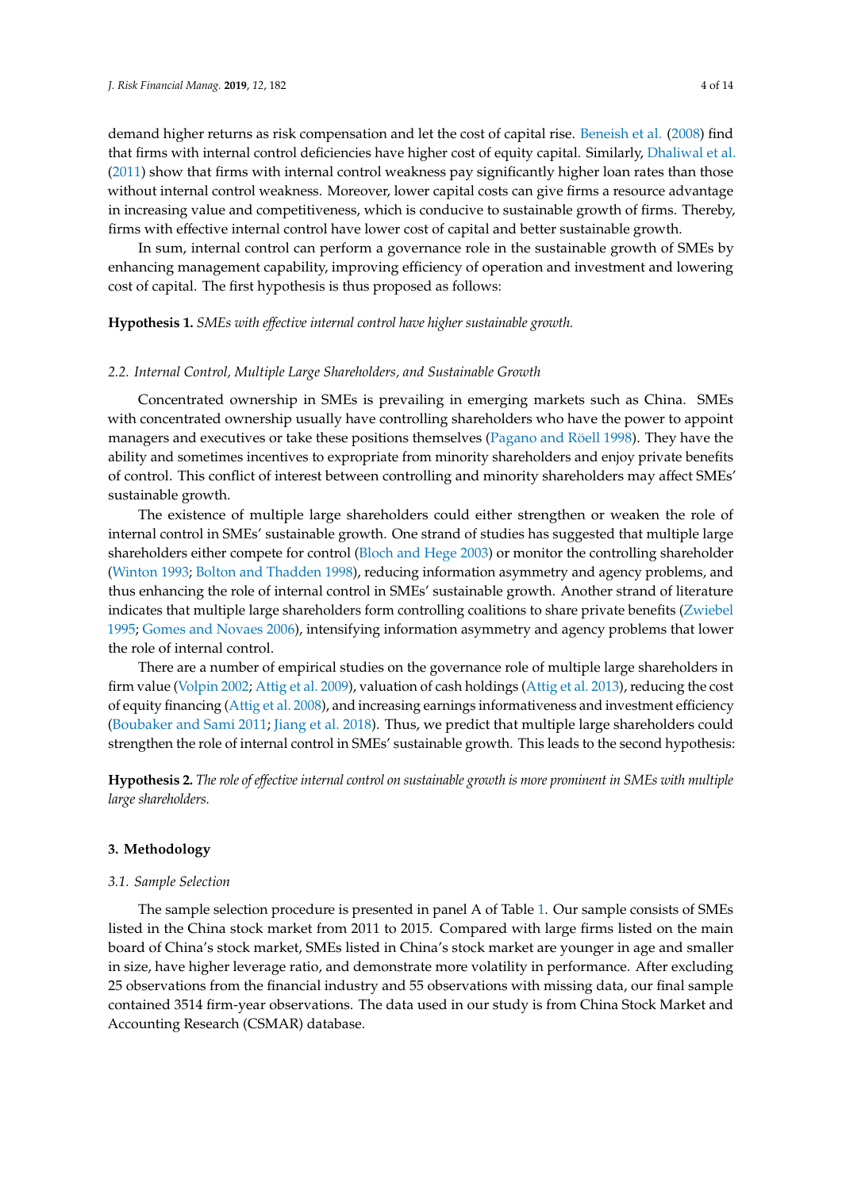demand higher returns as risk compensation and let the cost of capital rise. Beneish et al. (2008) find that firms with internal control deficiencies have higher cost of equity capital. Similarly, Dhaliwal et al. (2011) show that firms with internal control weakness pay significantly higher loan rates than those without internal control weakness. Moreover, lower capital costs can give firms a resource advantage in increasing value and competitiveness, which is conducive to sustainable growth of firms. Thereby, firms with effective internal control have lower cost of capital and better sustainable growth.

In sum, internal control can perform a governance role in the sustainable growth of SMEs by enhancing management capability, improving efficiency of operation and investment and lowering cost of capital. The first hypothesis is thus proposed as follows:

**Hypothesis 1.** *SMEs with effective internal control have higher sustainable growth.*

### 2.2. Internal Control, Multiple Large Shareholders, and Sustainable Growth

Concentrated ownership in SMEs is prevailing in emerging markets such as China. SMEs with concentrated ownership usually have controlling shareholders who have the power to appoint managers and executives or take these positions themselves (Pagano and Röell 1998). They have the ability and sometimes incentives to expropriate from minority shareholders and enjoy private benefits of control. This conflict of interest between controlling and minority shareholders may affect SMEs' sustainable growth.

The existence of multiple large shareholders could either strengthen or weaken the role of internal control in SMEs' sustainable growth. One strand of studies has suggested that multiple large shareholders either compete for control (Bloch and Hege 2003) or monitor the controlling shareholder (Winton 1993; Bolton and Thadden 1998), reducing information asymmetry and agency problems, and thus enhancing the role of internal control in SMEs' sustainable growth. Another strand of literature indicates that multiple large shareholders form controlling coalitions to share private benefits (Zwiebel 1995; Gomes and Novaes 2006), intensifying information asymmetry and agency problems that lower the role of internal control.

There are a number of empirical studies on the governance role of multiple large shareholders in firm value (Volpin 2002; Attig et al. 2009), valuation of cash holdings (Attig et al. 2013), reducing the cost of equity financing (Attig et al. 2008), and increasing earnings informativeness and investment efficiency (Boubaker and Sami 2011; Jiang et al. 2018). Thus, we predict that multiple large shareholders could strengthen the role of internal control in SMEs' sustainable growth. This leads to the second hypothesis:

**Hypothesis 2.** *The role of effective internal control on sustainable growth is more prominent in SMEs with multiple large shareholders.*

## 3. Methodology

### 3.1. Sample Selection

The sample selection procedure is presented in panel A of Table 1. Our sample consists of SMEs listed in the China stock market from 2011 to 2015. Compared with large firms listed on the main board of China's stock market, SMEs listed in China's stock market are younger in age and smaller in size, have higher leverage ratio, and demonstrate more volatility in performance. After excluding 25 observations from the financial industry and 55 observations with missing data, our final sample contained 3514 firm-year observations. The data used in our study is from China Stock Market and Accounting Research (CSMAR) database.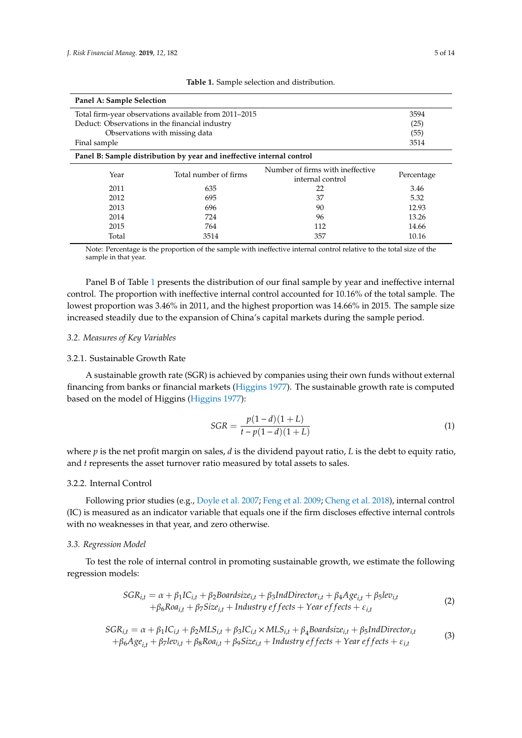Table 1. Sample selection and distribution.

| **Panel A: Sample Selection** | |
|---|---|
| Total firm-year observations available from 2011–2015 | 3594 |
| Deduct: Observations in the financial industry | (25) |
| Observations with missing data | (55) |
| Final sample | 3514 |

**Panel B: Sample distribution by year and ineffective internal control**

| Year | Total number of firms | Number of firms with ineffective internal control | Percentage |
|---|---|---|---|
| 2011 | 635 | 22 | 3.46 |
| 2012 | 695 | 37 | 5.32 |
| 2013 | 696 | 90 | 12.93 |
| 2014 | 724 | 96 | 13.26 |
| 2015 | 764 | 112 | 14.66 |
| Total | 3514 | 357 | 10.16 |

Note: Percentage is the proportion of the sample with ineffective internal control relative to the total size of the sample in that year.

Panel B of Table 1 presents the distribution of our final sample by year and ineffective internal control. The proportion with ineffective internal control accounted for 10.16% of the total sample. The lowest proportion was 3.46% in 2011, and the highest proportion was 14.66% in 2015. The sample size increased steadily due to the expansion of China's capital markets during the sample period.

### *3.2. Measures of Key Variables*

#### 3.2.1. Sustainable Growth Rate

A sustainable growth rate (SGR) is achieved by companies using their own funds without external financing from banks or financial markets (Higgins 1977). The sustainable growth rate is computed based on the model of Higgins (Higgins 1977):

$$SGR = \frac{p(1-d)(1+L)}{t-p(1-d)(1+L)} \tag{1}$$

where $p$ is the net profit margin on sales, $d$ is the dividend payout ratio, $L$ is the debt to equity ratio, and $t$ represents the asset turnover ratio measured by total assets to sales.

#### 3.2.2. Internal Control

Following prior studies (e.g., Doyle et al. 2007; Feng et al. 2009; Cheng et al. 2018), internal control (IC) is measured as an indicator variable that equals one if the firm discloses effective internal controls with no weaknesses in that year, and zero otherwise.

### *3.3. Regression Model*

To test the role of internal control in promoting sustainable growth, we estimate the following regression models:

$$\begin{aligned} SGR_{i,t} = \alpha + \beta_1 IC_{i,t} + \beta_2 Boardsize_{i,t} + \beta_3 IndDirector_{i,t} + \beta_4 Age_{i,t} + \beta_5 lev_{i,t} \\ + \beta_6 Roa_{i,t} + \beta_7 Size_{i,t} + Industry\ effects + Year\ effects + \varepsilon_{i,t} \end{aligned} \tag{2}$$

$$\begin{aligned} SGR_{i,t} = \alpha + \beta_1 IC_{i,t} + \beta_2 MLS_{i,t} + \beta_3 IC_{i,t} \times MLS_{i,t} + \beta_4 Boardsize_{i,t} + \beta_5 IndDirector_{i,t} \\ + \beta_6 Age_{i,t} + \beta_7 lev_{i,t} + \beta_8 Roa_{i,t} + \beta_9 Size_{i,t} + Industry\ effects + Year\ effects + \varepsilon_{i,t} \end{aligned} \tag{3}$$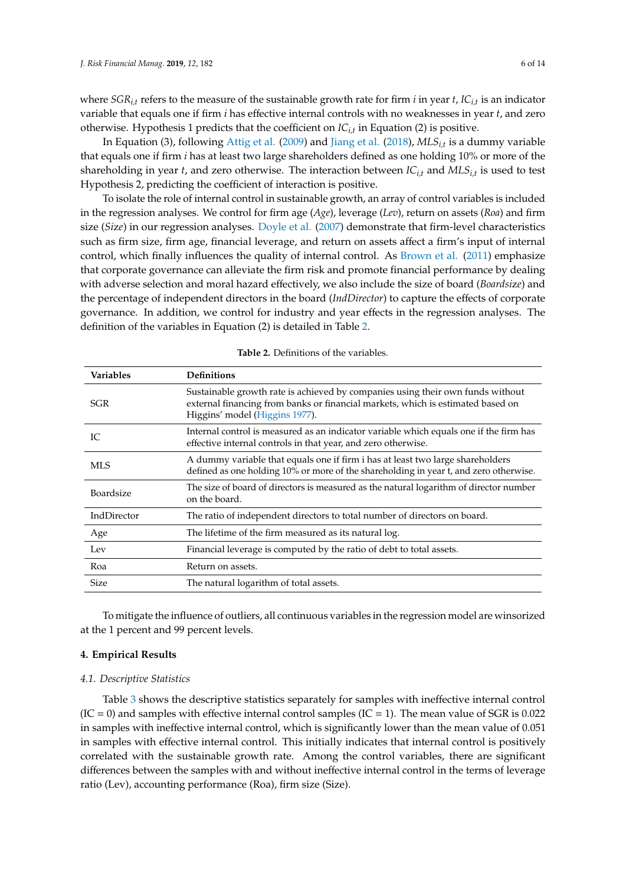where $SGR_{i,t}$ refers to the measure of the sustainable growth rate for firm *i* in year *t*, $IC_{i,t}$ is an indicator variable that equals one if firm *i* has effective internal controls with no weaknesses in year *t*, and zero otherwise. Hypothesis 1 predicts that the coefficient on $IC_{i,t}$ in Equation (2) is positive.

In Equation (3), following Attig et al. (2009) and Jiang et al. (2018), $MLS_{i,t}$ is a dummy variable that equals one if firm *i* has at least two large shareholders defined as one holding 10% or more of the shareholding in year *t*, and zero otherwise. The interaction between $IC_{i,t}$ and $MLS_{i,t}$ is used to test Hypothesis 2, predicting the coefficient of interaction is positive.

To isolate the role of internal control in sustainable growth, an array of control variables is included in the regression analyses. We control for firm age (*Age*), leverage (*Lev*), return on assets (*Roa*) and firm size (*Size*) in our regression analyses. Doyle et al. (2007) demonstrate that firm-level characteristics such as firm size, firm age, financial leverage, and return on assets affect a firm's input of internal control, which finally influences the quality of internal control. As Brown et al. (2011) emphasize that corporate governance can alleviate the firm risk and promote financial performance by dealing with adverse selection and moral hazard effectively, we also include the size of board (*Boardsize*) and the percentage of independent directors in the board (*IndDirector*) to capture the effects of corporate governance. In addition, we control for industry and year effects in the regression analyses. The definition of the variables in Equation (2) is detailed in Table 2.

**Table 2.** Definitions of the variables.

| Variables | Definitions |
|---|---|
| SGR | Sustainable growth rate is achieved by companies using their own funds without external financing from banks or financial markets, which is estimated based on Higgins' model (Higgins 1977). |
| IC | Internal control is measured as an indicator variable which equals one if the firm has effective internal controls in that year, and zero otherwise. |
| MLS | A dummy variable that equals one if firm i has at least two large shareholders defined as one holding 10% or more of the shareholding in year t, and zero otherwise. |
| Boardsize | The size of board of directors is measured as the natural logarithm of director number on the board. |
| IndDirector | The ratio of independent directors to total number of directors on board. |
| Age | The lifetime of the firm measured as its natural log. |
| Lev | Financial leverage is computed by the ratio of debt to total assets. |
| Roa | Return on assets. |
| Size | The natural logarithm of total assets. |

To mitigate the influence of outliers, all continuous variables in the regression model are winsorized at the 1 percent and 99 percent levels.

## 4. Empirical Results

### 4.1. Descriptive Statistics

Table 3 shows the descriptive statistics separately for samples with ineffective internal control (IC = 0) and samples with effective internal control samples (IC = 1). The mean value of SGR is 0.022 in samples with ineffective internal control, which is significantly lower than the mean value of 0.051 in samples with effective internal control. This initially indicates that internal control is positively correlated with the sustainable growth rate. Among the control variables, there are significant differences between the samples with and without ineffective internal control in the terms of leverage ratio (Lev), accounting performance (Roa), firm size (Size).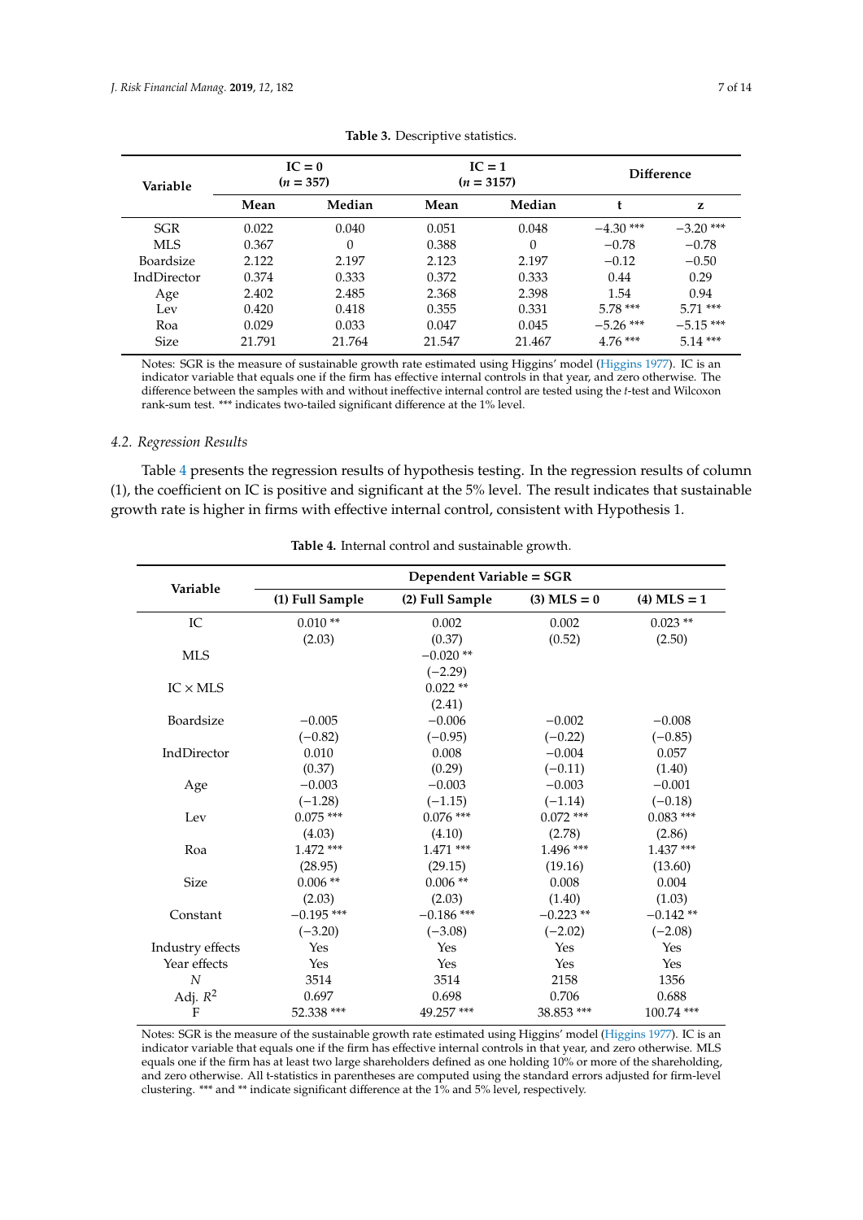**Table 3.** Descriptive statistics.

| Variable | IC = 0 ($n$ = 357) | | IC = 1 ($n$ = 3157) | | Difference | |
|---|---|---|---|---|---|---|
| | **Mean** | **Median** | **Mean** | **Median** | **t** | **z** |
| SGR | 0.022 | 0.040 | 0.051 | 0.048 | −4.30 *** | −3.20 *** |
| MLS | 0.367 | 0 | 0.388 | 0 | −0.78 | −0.78 |
| Boardsize | 2.122 | 2.197 | 2.123 | 2.197 | −0.12 | −0.50 |
| IndDirector | 0.374 | 0.333 | 0.372 | 0.333 | 0.44 | 0.29 |
| Age | 2.402 | 2.485 | 2.368 | 2.398 | 1.54 | 0.94 |
| Lev | 0.420 | 0.418 | 0.355 | 0.331 | 5.78 *** | 5.71 *** |
| Roa | 0.029 | 0.033 | 0.047 | 0.045 | −5.26 *** | −5.15 *** |
| Size | 21.791 | 21.764 | 21.547 | 21.467 | 4.76 *** | 5.14 *** |

Notes: SGR is the measure of sustainable growth rate estimated using Higgins' model (Higgins 1977). IC is an indicator variable that equals one if the firm has effective internal controls in that year, and zero otherwise. The difference between the samples with and without ineffective internal control are tested using the *t*-test and Wilcoxon rank-sum test. *** indicates two-tailed significant difference at the 1% level.

### 4.2. Regression Results

Table 4 presents the regression results of hypothesis testing. In the regression results of column (1), the coefficient on IC is positive and significant at the 5% level. The result indicates that sustainable growth rate is higher in firms with effective internal control, consistent with Hypothesis 1.

**Table 4.** Internal control and sustainable growth.

| Variable | Dependent Variable = SGR | | | |
|---|---|---|---|---|
| | **(1) Full Sample** | **(2) Full Sample** | **(3) MLS = 0** | **(4) MLS = 1** |
| IC | 0.010 ** | 0.002 | 0.002 | 0.023 ** |
| | (2.03) | (0.37) | (0.52) | (2.50) |
| MLS | | −0.020 ** | | |
| | | (−2.29) | | |
| IC × MLS | | 0.022 ** | | |
| | | (2.41) | | |
| Boardsize | −0.005 | −0.006 | −0.002 | −0.008 |
| | (−0.82) | (−0.95) | (−0.22) | (−0.85) |
| IndDirector | 0.010 | 0.008 | −0.004 | 0.057 |
| | (0.37) | (0.29) | (−0.11) | (1.40) |
| Age | −0.003 | −0.003 | −0.003 | −0.001 |
| | (−1.28) | (−1.15) | (−1.14) | (−0.18) |
| Lev | 0.075 *** | 0.076 *** | 0.072 *** | 0.083 *** |
| | (4.03) | (4.10) | (2.78) | (2.86) |
| Roa | 1.472 *** | 1.471 *** | 1.496 *** | 1.437 *** |
| | (28.95) | (29.15) | (19.16) | (13.60) |
| Size | 0.006 ** | 0.006 ** | 0.008 | 0.004 |
| | (2.03) | (2.03) | (1.40) | (1.03) |
| Constant | −0.195 *** | −0.186 *** | −0.223 ** | −0.142 ** |
| | (−3.20) | (−3.08) | (−2.02) | (−2.08) |
| Industry effects | Yes | Yes | Yes | Yes |
| Year effects | Yes | Yes | Yes | Yes |
| *N* | 3514 | 3514 | 2158 | 1356 |
| Adj. $R^2$ | 0.697 | 0.698 | 0.706 | 0.688 |
| F | 52.338 *** | 49.257 *** | 38.853 *** | 100.74 *** |

Notes: SGR is the measure of the sustainable growth rate estimated using Higgins' model (Higgins 1977). IC is an indicator variable that equals one if the firm has effective internal controls in that year, and zero otherwise. MLS equals one if the firm has at least two large shareholders defined as one holding 10% or more of the shareholding, and zero otherwise. All t-statistics in parentheses are computed using the standard errors adjusted for firm-level clustering. *** and ** indicate significant difference at the 1% and 5% level, respectively.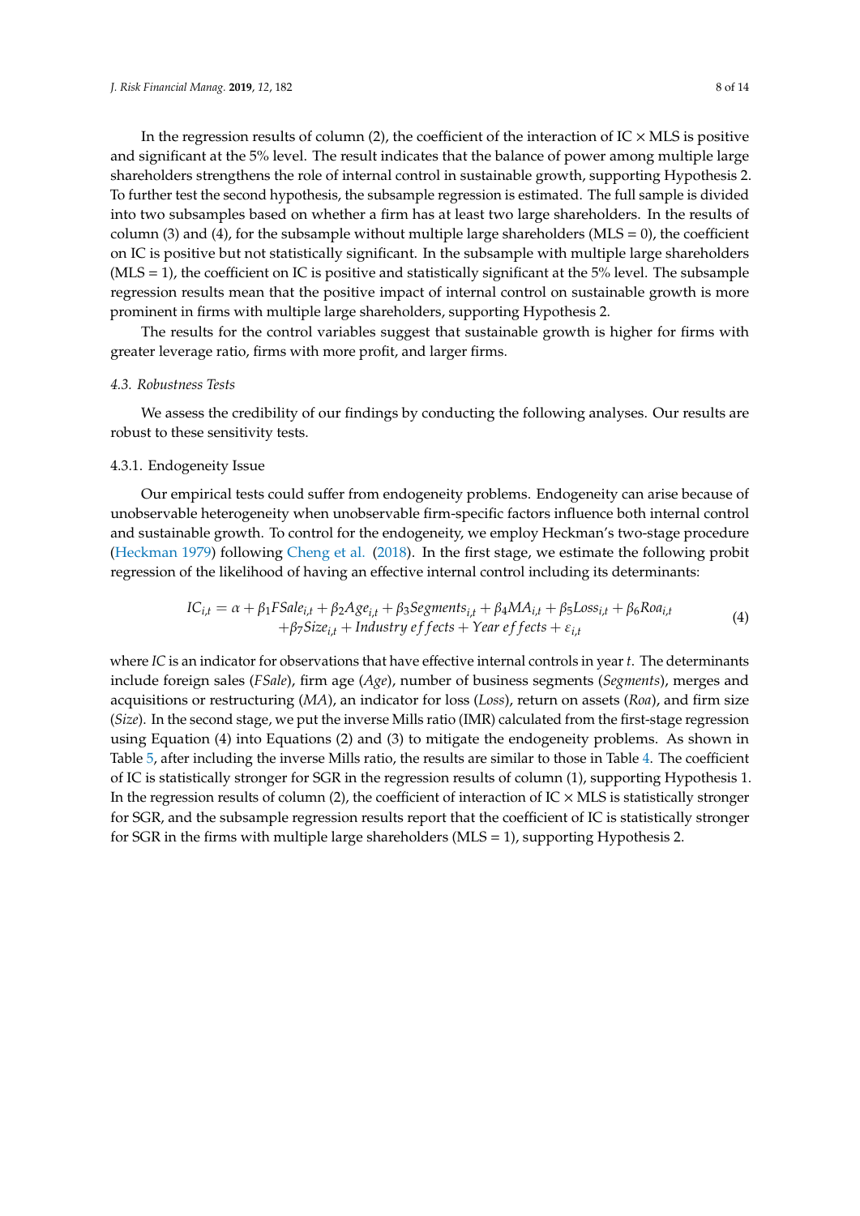In the regression results of column (2), the coefficient of the interaction of IC × MLS is positive and significant at the 5% level. The result indicates that the balance of power among multiple large shareholders strengthens the role of internal control in sustainable growth, supporting Hypothesis 2. To further test the second hypothesis, the subsample regression is estimated. The full sample is divided into two subsamples based on whether a firm has at least two large shareholders. In the results of column (3) and (4), for the subsample without multiple large shareholders (MLS = 0), the coefficient on IC is positive but not statistically significant. In the subsample with multiple large shareholders (MLS = 1), the coefficient on IC is positive and statistically significant at the 5% level. The subsample regression results mean that the positive impact of internal control on sustainable growth is more prominent in firms with multiple large shareholders, supporting Hypothesis 2.

The results for the control variables suggest that sustainable growth is higher for firms with greater leverage ratio, firms with more profit, and larger firms.

### 4.3. Robustness Tests

We assess the credibility of our findings by conducting the following analyses. Our results are robust to these sensitivity tests.

#### 4.3.1. Endogeneity Issue

Our empirical tests could suffer from endogeneity problems. Endogeneity can arise because of unobservable heterogeneity when unobservable firm-specific factors influence both internal control and sustainable growth. To control for the endogeneity, we employ Heckman's two-stage procedure (Heckman 1979) following Cheng et al. (2018). In the first stage, we estimate the following probit regression of the likelihood of having an effective internal control including its determinants:

$$\begin{aligned} IC_{i,t} = \alpha + \beta_1 FSale_{i,t} + \beta_2 Age_{i,t} + \beta_3 Segments_{i,t} + \beta_4 MA_{i,t} + \beta_5 Loss_{i,t} + \beta_6 Roa_{i,t} \\ + \beta_7 Size_{i,t} + Industry\ effects + Year\ effects + \varepsilon_{i,t} \end{aligned} \tag{4}$$

where *IC* is an indicator for observations that have effective internal controls in year $t$. The determinants include foreign sales (*FSale*), firm age (*Age*), number of business segments (*Segments*), merges and acquisitions or restructuring (*MA*), an indicator for loss (*Loss*), return on assets (*Roa*), and firm size (*Size*). In the second stage, we put the inverse Mills ratio (IMR) calculated from the first-stage regression using Equation (4) into Equations (2) and (3) to mitigate the endogeneity problems. As shown in Table 5, after including the inverse Mills ratio, the results are similar to those in Table 4. The coefficient of IC is statistically stronger for SGR in the regression results of column (1), supporting Hypothesis 1. In the regression results of column (2), the coefficient of interaction of IC × MLS is statistically stronger for SGR, and the subsample regression results report that the coefficient of IC is statistically stronger for SGR in the firms with multiple large shareholders (MLS = 1), supporting Hypothesis 2.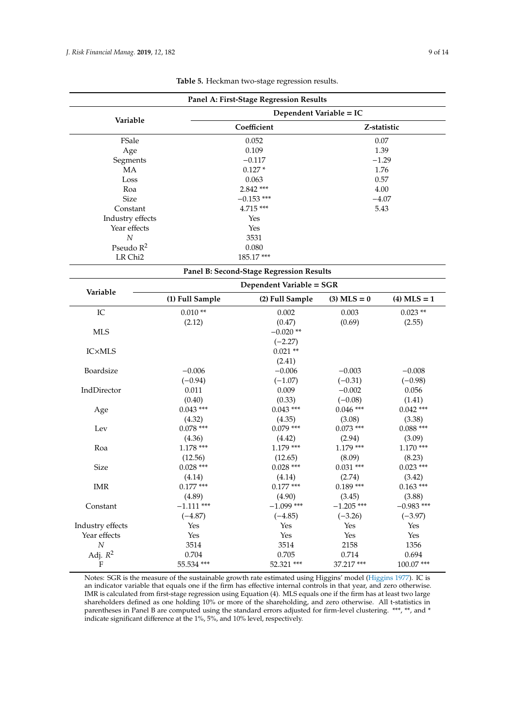**Table 5.** Heckman two-stage regression results.

**Panel A: First-Stage Regression Results**

| Variable | Dependent Variable = IC | |
|---|---|---|
| | Coefficient | Z-statistic |
| FSale | 0.052 | 0.07 |
| Age | 0.109 | 1.39 |
| Segments | −0.117 | −1.29 |
| MA | 0.127 * | 1.76 |
| Loss | 0.063 | 0.57 |
| Roa | 2.842 *** | 4.00 |
| Size | −0.153 *** | −4.07 |
| Constant | 4.715 *** | 5.43 |
| Industry effects | Yes | |
| Year effects | Yes | |
| $N$ | 3531 | |
| Pseudo $R^2$ | 0.080 | |
| LR Chi2 | 185.17 *** | |

**Panel B: Second-Stage Regression Results**

| Variable | Dependent Variable = SGR | | | |
|---|---|---|---|---|
| | (1) Full Sample | (2) Full Sample | (3) MLS = 0 | (4) MLS = 1 |
| IC | 0.010 ** | 0.002 | 0.003 | 0.023 ** |
| | (2.12) | (0.47) | (0.69) | (2.55) |
| MLS | | −0.020 ** | | |
| | | (−2.27) | | |
| IC×MLS | | 0.021 ** | | |
| | | (2.41) | | |
| Boardsize | −0.006 | −0.006 | −0.003 | −0.008 |
| | (−0.94) | (−1.07) | (−0.31) | (−0.98) |
| IndDirector | 0.011 | 0.009 | −0.002 | 0.056 |
| | (0.40) | (0.33) | (−0.08) | (1.41) |
| Age | 0.043 *** | 0.043 *** | 0.046 *** | 0.042 *** |
| | (4.32) | (4.35) | (3.08) | (3.38) |
| Lev | 0.078 *** | 0.079 *** | 0.073 *** | 0.088 *** |
| | (4.36) | (4.42) | (2.94) | (3.09) |
| Roa | 1.178 *** | 1.179 *** | 1.179 *** | 1.170 *** |
| | (12.56) | (12.65) | (8.09) | (8.23) |
| Size | 0.028 *** | 0.028 *** | 0.031 *** | 0.023 *** |
| | (4.14) | (4.14) | (2.74) | (3.42) |
| IMR | 0.177 *** | 0.177 *** | 0.189 *** | 0.163 *** |
| | (4.89) | (4.90) | (3.45) | (3.88) |
| Constant | −1.111 *** | −1.099 *** | −1.205 *** | −0.983 *** |
| | (−4.87) | (−4.85) | (−3.26) | (−3.97) |
| Industry effects | Yes | Yes | Yes | Yes |
| Year effects | Yes | Yes | Yes | Yes |
| $N$ | 3514 | 3514 | 2158 | 1356 |
| Adj. $R^2$ | 0.704 | 0.705 | 0.714 | 0.694 |
| F | 55.534 *** | 52.321 *** | 37.217 *** | 100.07 *** |

Notes: SGR is the measure of the sustainable growth rate estimated using Higgins' model (Higgins 1977). IC is an indicator variable that equals one if the firm has effective internal controls in that year, and zero otherwise. IMR is calculated from first-stage regression using Equation (4). MLS equals one if the firm has at least two large shareholders defined as one holding 10% or more of the shareholding, and zero otherwise. All t-statistics in parentheses in Panel B are computed using the standard errors adjusted for firm-level clustering. ***, **, and * indicate significant difference at the 1%, 5%, and 10% level, respectively.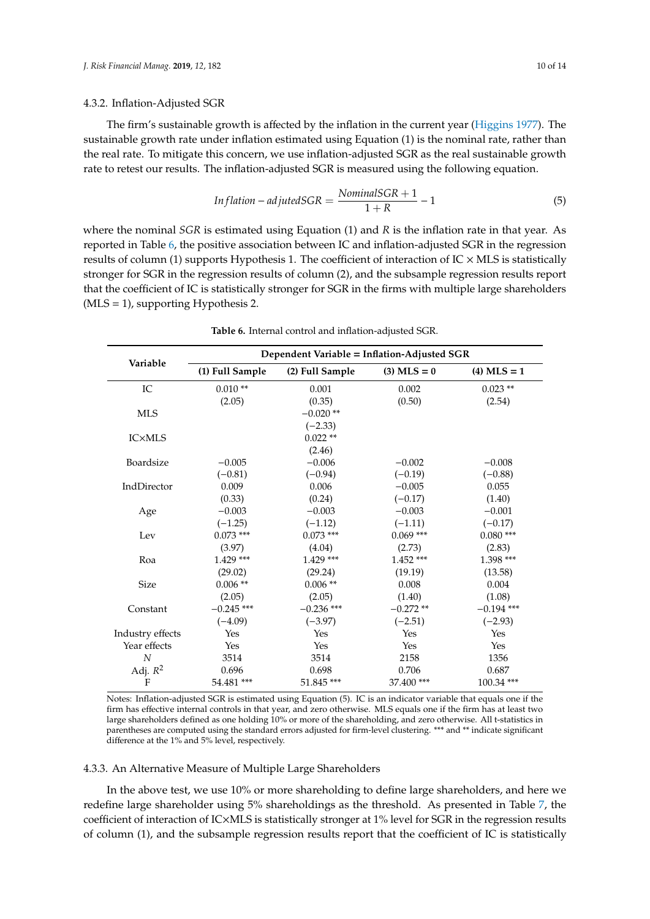#### 4.3.2. Inflation-Adjusted SGR

The firm's sustainable growth is affected by the inflation in the current year (Higgins 1977). The sustainable growth rate under inflation estimated using Equation (1) is the nominal rate, rather than the real rate. To mitigate this concern, we use inflation-adjusted SGR as the real sustainable growth rate to retest our results. The inflation-adjusted SGR is measured using the following equation.

$$Inflation-adjustedSGR = \frac{NominalSGR + 1}{1 + R} - 1 \tag{5}$$

where the nominal *SGR* is estimated using Equation (1) and *R* is the inflation rate in that year. As reported in Table 6, the positive association between IC and inflation-adjusted SGR in the regression results of column (1) supports Hypothesis 1. The coefficient of interaction of IC × MLS is statistically stronger for SGR in the regression results of column (2), and the subsample regression results report that the coefficient of IC is statistically stronger for SGR in the firms with multiple large shareholders (MLS = 1), supporting Hypothesis 2.

**Table 6.** Internal control and inflation-adjusted SGR.

| Variable | Dependent Variable = Inflation-Adjusted SGR | | | |
|---|---|---|---|---|
| | (1) Full Sample | (2) Full Sample | (3) MLS = 0 | (4) MLS = 1 |
| IC | 0.010 ** | 0.001 | 0.002 | 0.023 ** |
| | (2.05) | (0.35) | (0.50) | (2.54) |
| MLS | | −0.020 ** | | |
| | | (−2.33) | | |
| IC×MLS | | 0.022 ** | | |
| | | (2.46) | | |
| Boardsize | −0.005 | −0.006 | −0.002 | −0.008 |
| | (−0.81) | (−0.94) | (−0.19) | (−0.88) |
| IndDirector | 0.009 | 0.006 | −0.005 | 0.055 |
| | (0.33) | (0.24) | (−0.17) | (1.40) |
| Age | −0.003 | −0.003 | −0.003 | −0.001 |
| | (−1.25) | (−1.12) | (−1.11) | (−0.17) |
| Lev | 0.073 *** | 0.073 *** | 0.069 *** | 0.080 *** |
| | (3.97) | (4.04) | (2.73) | (2.83) |
| Roa | 1.429 *** | 1.429 *** | 1.452 *** | 1.398 *** |
| | (29.02) | (29.24) | (19.19) | (13.58) |
| Size | 0.006 ** | 0.006 ** | 0.008 | 0.004 |
| | (2.05) | (2.05) | (1.40) | (1.08) |
| Constant | −0.245 *** | −0.236 *** | −0.272 ** | −0.194 *** |
| | (−4.09) | (−3.97) | (−2.51) | (−2.93) |
| Industry effects | Yes | Yes | Yes | Yes |
| Year effects | Yes | Yes | Yes | Yes |
| *N* | 3514 | 3514 | 2158 | 1356 |
| Adj. $R^2$ | 0.696 | 0.698 | 0.706 | 0.687 |
| F | 54.481 *** | 51.845 *** | 37.400 *** | 100.34 *** |

Notes: Inflation-adjusted SGR is estimated using Equation (5). IC is an indicator variable that equals one if the firm has effective internal controls in that year, and zero otherwise. MLS equals one if the firm has at least two large shareholders defined as one holding 10% or more of the shareholding, and zero otherwise. All t-statistics in parentheses are computed using the standard errors adjusted for firm-level clustering. *** and ** indicate significant difference at the 1% and 5% level, respectively.

#### 4.3.3. An Alternative Measure of Multiple Large Shareholders

In the above test, we use 10% or more shareholding to define large shareholders, and here we redefine large shareholder using 5% shareholdings as the threshold. As presented in Table 7, the coefficient of interaction of IC×MLS is statistically stronger at 1% level for SGR in the regression results of column (1), and the subsample regression results report that the coefficient of IC is statistically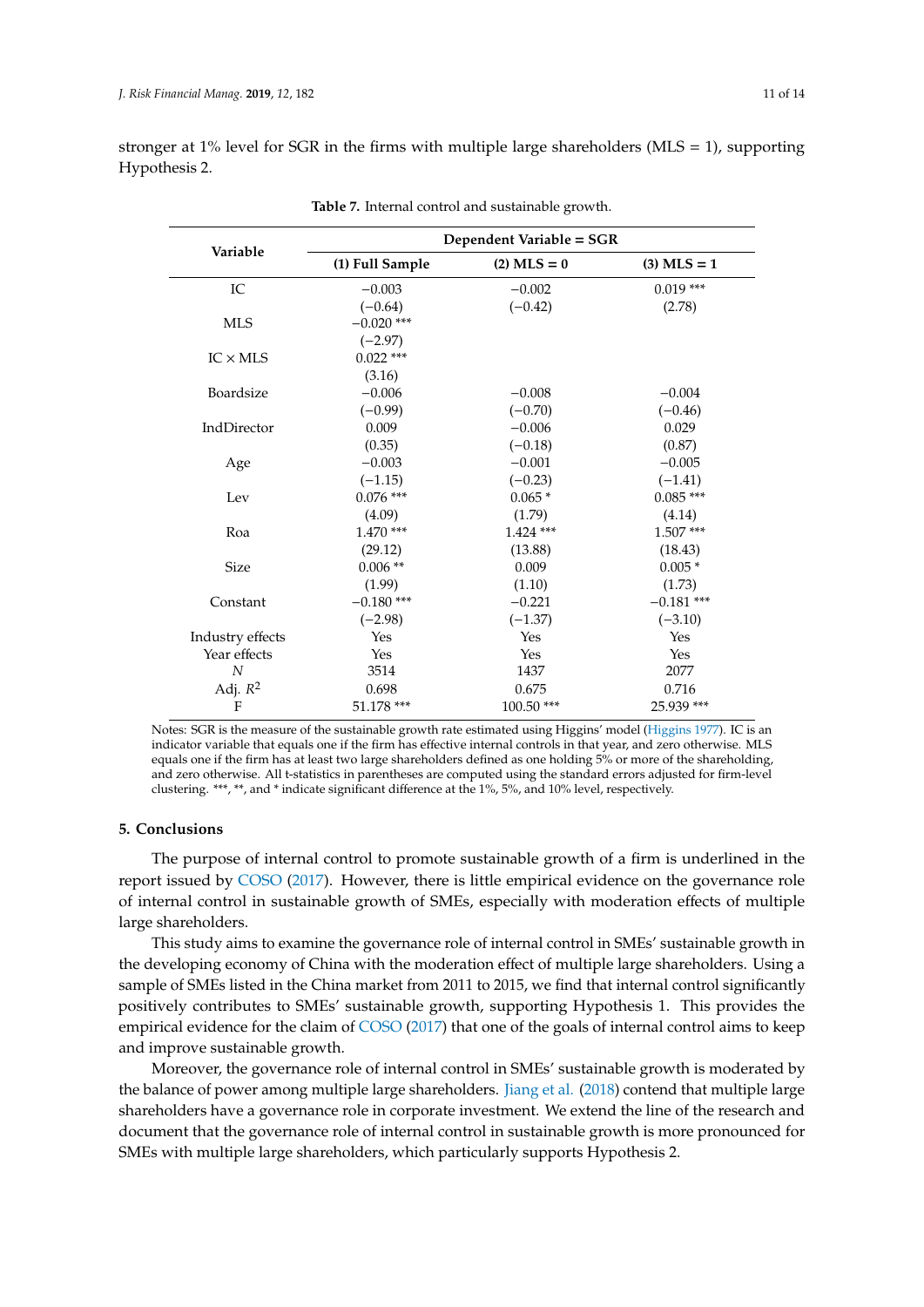stronger at 1% level for SGR in the firms with multiple large shareholders (MLS = 1), supporting Hypothesis 2.

**Table 7.** Internal control and sustainable growth.

| Variable | Dependent Variable = SGR | | |
|---|---|---|---|
| | (1) Full Sample | (2) MLS = 0 | (3) MLS = 1 |
| IC | −0.003 | −0.002 | 0.019 *** |
| | (−0.64) | (−0.42) | (2.78) |
| MLS | −0.020 *** | | |
| | (−2.97) | | |
| IC × MLS | 0.022 *** | | |
| | (3.16) | | |
| Boardsize | −0.006 | −0.008 | −0.004 |
| | (−0.99) | (−0.70) | (−0.46) |
| IndDirector | 0.009 | −0.006 | 0.029 |
| | (0.35) | (−0.18) | (0.87) |
| Age | −0.003 | −0.001 | −0.005 |
| | (−1.15) | (−0.23) | (−1.41) |
| Lev | 0.076 *** | 0.065 * | 0.085 *** |
| | (4.09) | (1.79) | (4.14) |
| Roa | 1.470 *** | 1.424 *** | 1.507 *** |
| | (29.12) | (13.88) | (18.43) |
| Size | 0.006 ** | 0.009 | 0.005 * |
| | (1.99) | (1.10) | (1.73) |
| Constant | −0.180 *** | −0.221 | −0.181 *** |
| | (−2.98) | (−1.37) | (−3.10) |
| Industry effects | Yes | Yes | Yes |
| Year effects | Yes | Yes | Yes |
| *N* | 3514 | 1437 | 2077 |
| Adj. $R^2$ | 0.698 | 0.675 | 0.716 |
| F | 51.178 *** | 100.50 *** | 25.939 *** |

Notes: SGR is the measure of the sustainable growth rate estimated using Higgins' model (Higgins 1977). IC is an indicator variable that equals one if the firm has effective internal controls in that year, and zero otherwise. MLS equals one if the firm has at least two large shareholders defined as one holding 5% or more of the shareholding, and zero otherwise. All t-statistics in parentheses are computed using the standard errors adjusted for firm-level clustering. ***, **, and * indicate significant difference at the 1%, 5%, and 10% level, respectively.

## 5. Conclusions

The purpose of internal control to promote sustainable growth of a firm is underlined in the report issued by COSO (2017). However, there is little empirical evidence on the governance role of internal control in sustainable growth of SMEs, especially with moderation effects of multiple large shareholders.

This study aims to examine the governance role of internal control in SMEs' sustainable growth in the developing economy of China with the moderation effect of multiple large shareholders. Using a sample of SMEs listed in the China market from 2011 to 2015, we find that internal control significantly positively contributes to SMEs' sustainable growth, supporting Hypothesis 1. This provides the empirical evidence for the claim of COSO (2017) that one of the goals of internal control aims to keep and improve sustainable growth.

Moreover, the governance role of internal control in SMEs' sustainable growth is moderated by the balance of power among multiple large shareholders. Jiang et al. (2018) contend that multiple large shareholders have a governance role in corporate investment. We extend the line of the research and document that the governance role of internal control in sustainable growth is more pronounced for SMEs with multiple large shareholders, which particularly supports Hypothesis 2.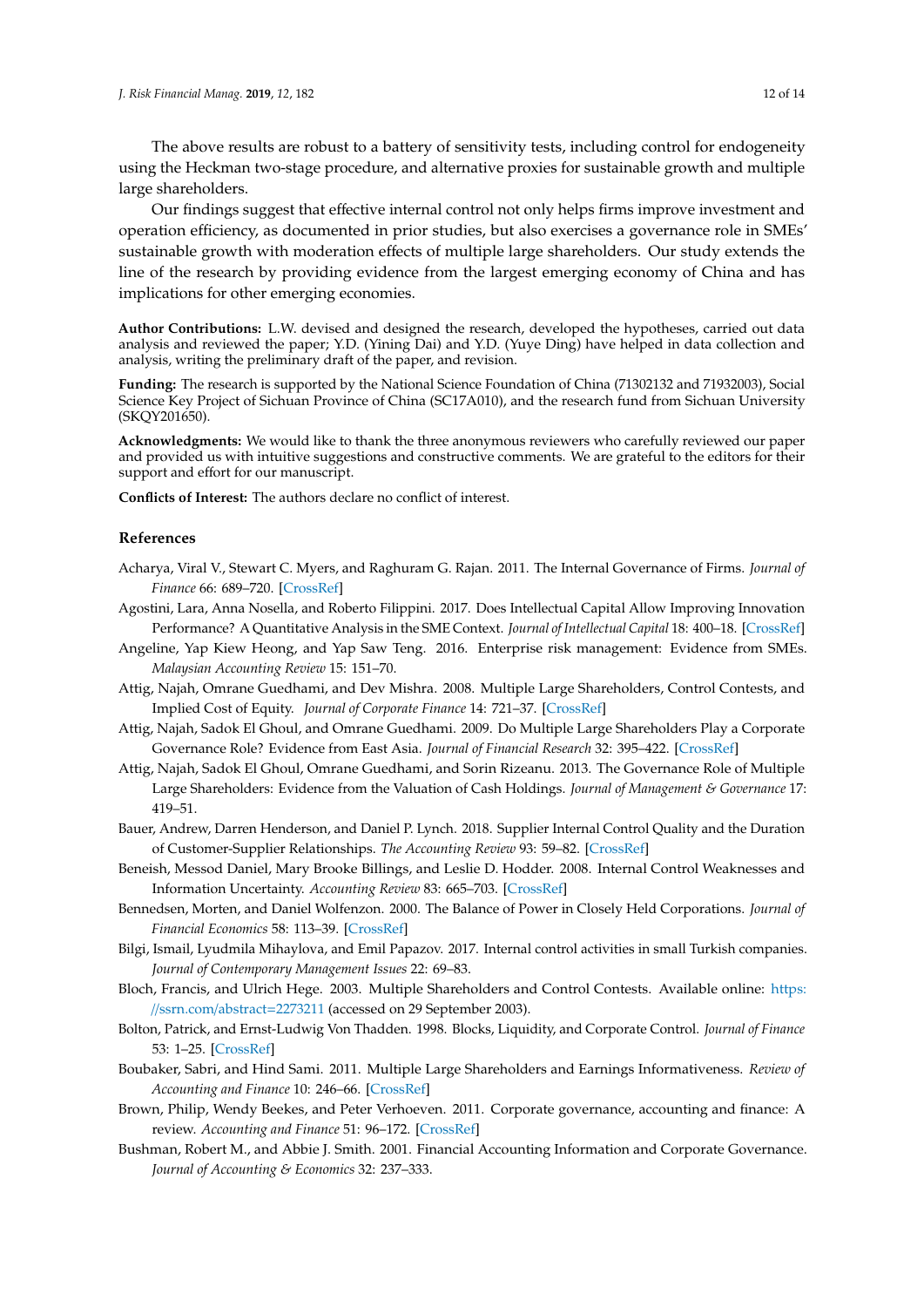The above results are robust to a battery of sensitivity tests, including control for endogeneity using the Heckman two-stage procedure, and alternative proxies for sustainable growth and multiple large shareholders.

Our findings suggest that effective internal control not only helps firms improve investment and operation efficiency, as documented in prior studies, but also exercises a governance role in SMEs' sustainable growth with moderation effects of multiple large shareholders. Our study extends the line of the research by providing evidence from the largest emerging economy of China and has implications for other emerging economies.

**Author Contributions:** L.W. devised and designed the research, developed the hypotheses, carried out data analysis and reviewed the paper; Y.D. (Yining Dai) and Y.D. (Yuye Ding) have helped in data collection and analysis, writing the preliminary draft of the paper, and revision.

**Funding:** The research is supported by the National Science Foundation of China (71302132 and 71932003), Social Science Key Project of Sichuan Province of China (SC17A010), and the research fund from Sichuan University (SKQY201650).

**Acknowledgments:** We would like to thank the three anonymous reviewers who carefully reviewed our paper and provided us with intuitive suggestions and constructive comments. We are grateful to the editors for their support and effort for our manuscript.

**Conflicts of Interest:** The authors declare no conflict of interest.

## References

Acharya, Viral V., Stewart C. Myers, and Raghuram G. Rajan. 2011. The Internal Governance of Firms. *Journal of Finance* 66: 689–720. [CrossRef]

Agostini, Lara, Anna Nosella, and Roberto Filippini. 2017. Does Intellectual Capital Allow Improving Innovation Performance? A Quantitative Analysis in the SME Context. *Journal of Intellectual Capital* 18: 400–18. [CrossRef]

Angeline, Yap Kiew Heong, and Yap Saw Teng. 2016. Enterprise risk management: Evidence from SMEs. *Malaysian Accounting Review* 15: 151–70.

Attig, Najah, Omrane Guedhami, and Dev Mishra. 2008. Multiple Large Shareholders, Control Contests, and Implied Cost of Equity. *Journal of Corporate Finance* 14: 721–37. [CrossRef]

Attig, Najah, Sadok El Ghoul, and Omrane Guedhami. 2009. Do Multiple Large Shareholders Play a Corporate Governance Role? Evidence from East Asia. *Journal of Financial Research* 32: 395–422. [CrossRef]

Attig, Najah, Sadok El Ghoul, Omrane Guedhami, and Sorin Rizeanu. 2013. The Governance Role of Multiple Large Shareholders: Evidence from the Valuation of Cash Holdings. *Journal of Management & Governance* 17: 419–51.

Bauer, Andrew, Darren Henderson, and Daniel P. Lynch. 2018. Supplier Internal Control Quality and the Duration of Customer-Supplier Relationships. *The Accounting Review* 93: 59–82. [CrossRef]

Beneish, Messod Daniel, Mary Brooke Billings, and Leslie D. Hodder. 2008. Internal Control Weaknesses and Information Uncertainty. *Accounting Review* 83: 665–703. [CrossRef]

Bennedsen, Morten, and Daniel Wolfenzon. 2000. The Balance of Power in Closely Held Corporations. *Journal of Financial Economics* 58: 113–39. [CrossRef]

Bilgi, Ismail, Lyudmila Mihaylova, and Emil Papazov. 2017. Internal control activities in small Turkish companies. *Journal of Contemporary Management Issues* 22: 69–83.

Bloch, Francis, and Ulrich Hege. 2003. Multiple Shareholders and Control Contests. Available online: https://ssrn.com/abstract=2273211 (accessed on 29 September 2003).

Bolton, Patrick, and Ernst-Ludwig Von Thadden. 1998. Blocks, Liquidity, and Corporate Control. *Journal of Finance* 53: 1–25. [CrossRef]

Boubaker, Sabri, and Hind Sami. 2011. Multiple Large Shareholders and Earnings Informativeness. *Review of Accounting and Finance* 10: 246–66. [CrossRef]

Brown, Philip, Wendy Beekes, and Peter Verhoeven. 2011. Corporate governance, accounting and finance: A review. *Accounting and Finance* 51: 96–172. [CrossRef]

Bushman, Robert M., and Abbie J. Smith. 2001. Financial Accounting Information and Corporate Governance. *Journal of Accounting & Economics* 32: 237–333.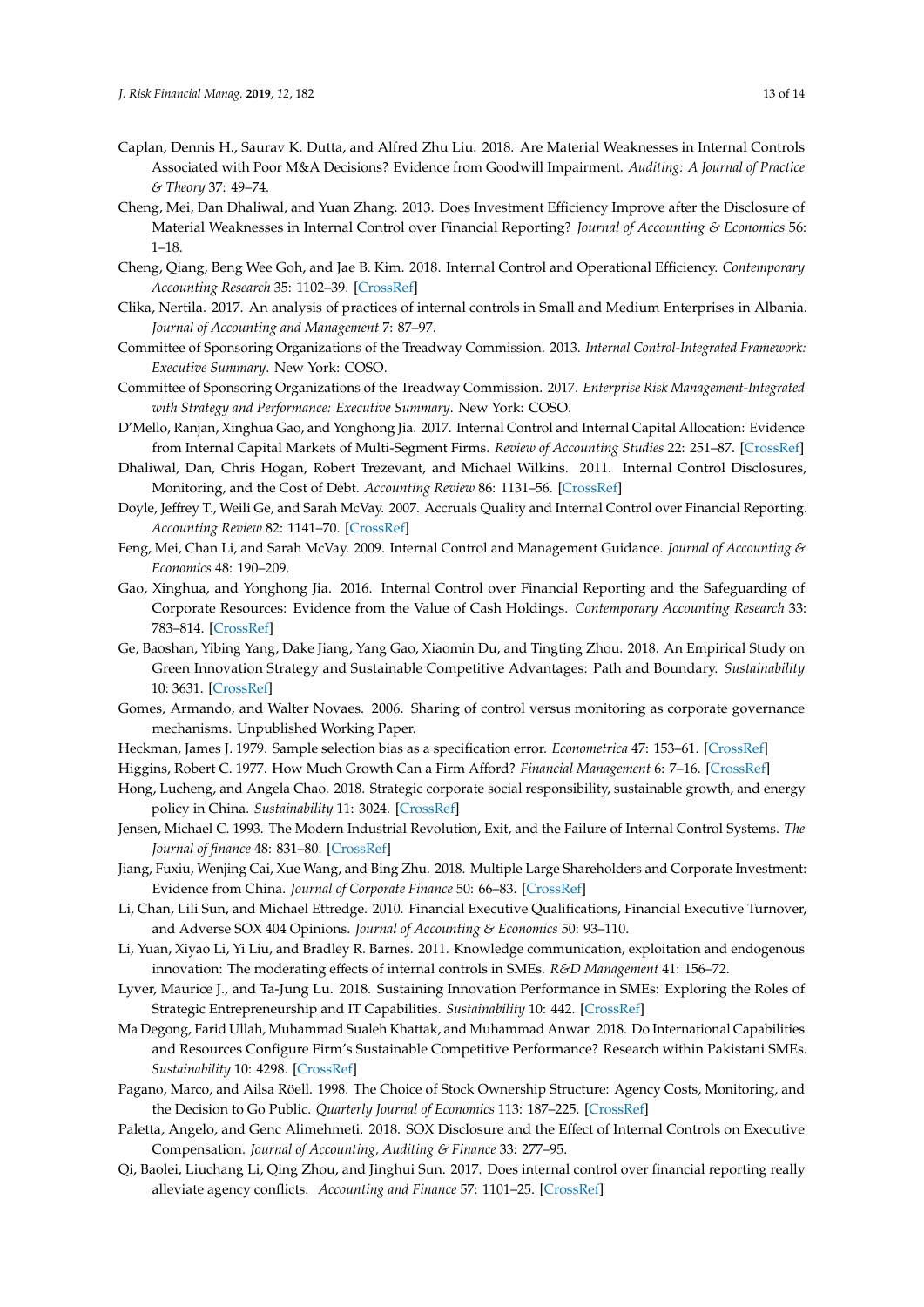Caplan, Dennis H., Saurav K. Dutta, and Alfred Zhu Liu. 2018. Are Material Weaknesses in Internal Controls Associated with Poor M&A Decisions? Evidence from Goodwill Impairment. *Auditing: A Journal of Practice & Theory* 37: 49–74.

Cheng, Mei, Dan Dhaliwal, and Yuan Zhang. 2013. Does Investment Efficiency Improve after the Disclosure of Material Weaknesses in Internal Control over Financial Reporting? *Journal of Accounting & Economics* 56: 1–18.

Cheng, Qiang, Beng Wee Goh, and Jae B. Kim. 2018. Internal Control and Operational Efficiency. *Contemporary Accounting Research* 35: 1102–39. [CrossRef]

Clika, Nertila. 2017. An analysis of practices of internal controls in Small and Medium Enterprises in Albania. *Journal of Accounting and Management* 7: 87–97.

Committee of Sponsoring Organizations of the Treadway Commission. 2013. *Internal Control-Integrated Framework: Executive Summary*. New York: COSO.

Committee of Sponsoring Organizations of the Treadway Commission. 2017. *Enterprise Risk Management-Integrated with Strategy and Performance: Executive Summary*. New York: COSO.

D'Mello, Ranjan, Xinghua Gao, and Yonghong Jia. 2017. Internal Control and Internal Capital Allocation: Evidence from Internal Capital Markets of Multi-Segment Firms. *Review of Accounting Studies* 22: 251–87. [CrossRef]

Dhaliwal, Dan, Chris Hogan, Robert Trezevant, and Michael Wilkins. 2011. Internal Control Disclosures, Monitoring, and the Cost of Debt. *Accounting Review* 86: 1131–56. [CrossRef]

Doyle, Jeffrey T., Weili Ge, and Sarah McVay. 2007. Accruals Quality and Internal Control over Financial Reporting. *Accounting Review* 82: 1141–70. [CrossRef]

Feng, Mei, Chan Li, and Sarah McVay. 2009. Internal Control and Management Guidance. *Journal of Accounting & Economics* 48: 190–209.

Gao, Xinghua, and Yonghong Jia. 2016. Internal Control over Financial Reporting and the Safeguarding of Corporate Resources: Evidence from the Value of Cash Holdings. *Contemporary Accounting Research* 33: 783–814. [CrossRef]

Ge, Baoshan, Yibing Yang, Dake Jiang, Yang Gao, Xiaomin Du, and Tingting Zhou. 2018. An Empirical Study on Green Innovation Strategy and Sustainable Competitive Advantages: Path and Boundary. *Sustainability* 10: 3631. [CrossRef]

Gomes, Armando, and Walter Novaes. 2006. Sharing of control versus monitoring as corporate governance mechanisms. Unpublished Working Paper.

Heckman, James J. 1979. Sample selection bias as a specification error. *Econometrica* 47: 153–61. [CrossRef]

Higgins, Robert C. 1977. How Much Growth Can a Firm Afford? *Financial Management* 6: 7–16. [CrossRef]

Hong, Lucheng, and Angela Chao. 2018. Strategic corporate social responsibility, sustainable growth, and energy policy in China. *Sustainability* 11: 3024. [CrossRef]

Jensen, Michael C. 1993. The Modern Industrial Revolution, Exit, and the Failure of Internal Control Systems. *The Journal of finance* 48: 831–80. [CrossRef]

Jiang, Fuxiu, Wenjing Cai, Xue Wang, and Bing Zhu. 2018. Multiple Large Shareholders and Corporate Investment: Evidence from China. *Journal of Corporate Finance* 50: 66–83. [CrossRef]

Li, Chan, Lili Sun, and Michael Ettredge. 2010. Financial Executive Qualifications, Financial Executive Turnover, and Adverse SOX 404 Opinions. *Journal of Accounting & Economics* 50: 93–110.

Li, Yuan, Xiyao Li, Yi Liu, and Bradley R. Barnes. 2011. Knowledge communication, exploitation and endogenous innovation: The moderating effects of internal controls in SMEs. *R&D Management* 41: 156–72.

Lyver, Maurice J., and Ta-Jung Lu. 2018. Sustaining Innovation Performance in SMEs: Exploring the Roles of Strategic Entrepreneurship and IT Capabilities. *Sustainability* 10: 442. [CrossRef]

Ma Degong, Farid Ullah, Muhammad Sualeh Khattak, and Muhammad Anwar. 2018. Do International Capabilities and Resources Configure Firm's Sustainable Competitive Performance? Research within Pakistani SMEs. *Sustainability* 10: 4298. [CrossRef]

Pagano, Marco, and Ailsa Röell. 1998. The Choice of Stock Ownership Structure: Agency Costs, Monitoring, and the Decision to Go Public. *Quarterly Journal of Economics* 113: 187–225. [CrossRef]

Paletta, Angelo, and Genc Alimehmeti. 2018. SOX Disclosure and the Effect of Internal Controls on Executive Compensation. *Journal of Accounting, Auditing & Finance* 33: 277–95.

Qi, Baolei, Liuchang Li, Qing Zhou, and Jinghui Sun. 2017. Does internal control over financial reporting really alleviate agency conflicts. *Accounting and Finance* 57: 1101–25. [CrossRef]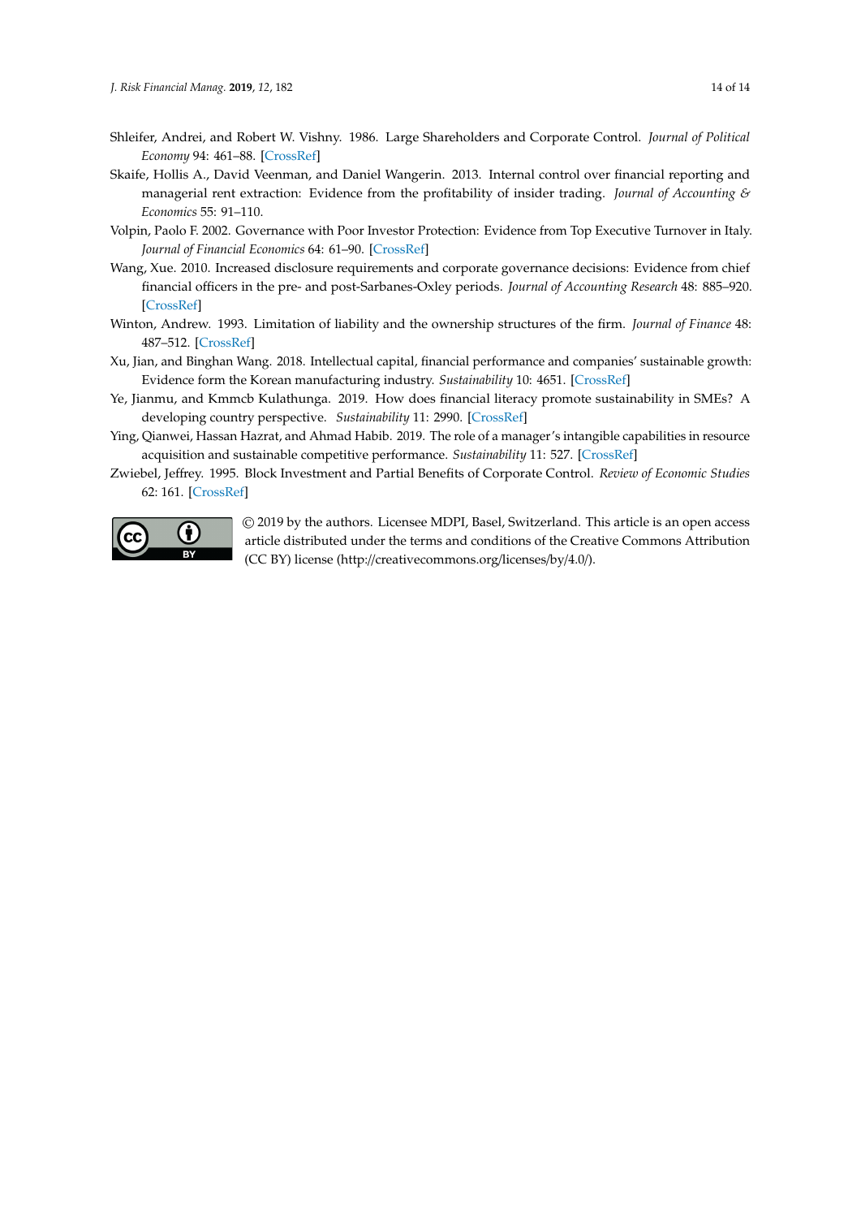Shleifer, Andrei, and Robert W. Vishny. 1986. Large Shareholders and Corporate Control. *Journal of Political Economy* 94: 461–88. [CrossRef]

Skaife, Hollis A., David Veenman, and Daniel Wangerin. 2013. Internal control over financial reporting and managerial rent extraction: Evidence from the profitability of insider trading. *Journal of Accounting & Economics* 55: 91–110.

Volpin, Paolo F. 2002. Governance with Poor Investor Protection: Evidence from Top Executive Turnover in Italy. *Journal of Financial Economics* 64: 61–90. [CrossRef]

Wang, Xue. 2010. Increased disclosure requirements and corporate governance decisions: Evidence from chief financial officers in the pre- and post-Sarbanes-Oxley periods. *Journal of Accounting Research* 48: 885–920. [CrossRef]

Winton, Andrew. 1993. Limitation of liability and the ownership structures of the firm. *Journal of Finance* 48: 487–512. [CrossRef]

Xu, Jian, and Binghan Wang. 2018. Intellectual capital, financial performance and companies' sustainable growth: Evidence form the Korean manufacturing industry. *Sustainability* 10: 4651. [CrossRef]

Ye, Jianmu, and Kmmcb Kulathunga. 2019. How does financial literacy promote sustainability in SMEs? A developing country perspective. *Sustainability* 11: 2990. [CrossRef]

Ying, Qianwei, Hassan Hazrat, and Ahmad Habib. 2019. The role of a manager's intangible capabilities in resource acquisition and sustainable competitive performance. *Sustainability* 11: 527. [CrossRef]

Zwiebel, Jeffrey. 1995. Block Investment and Partial Benefits of Corporate Control. *Review of Economic Studies* 62: 161. [CrossRef]

© 2019 by the authors. Licensee MDPI, Basel, Switzerland. This article is an open access article distributed under the terms and conditions of the Creative Commons Attribution (CC BY) license (http://creativecommons.org/licenses/by/4.0/).